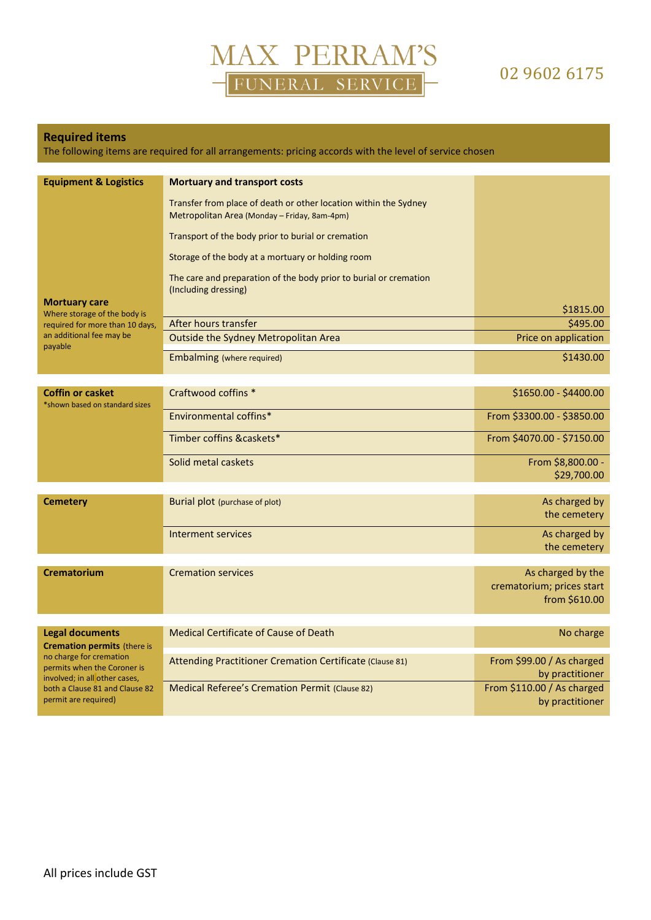# MAX PERRAM'S FUNERAL SERVICE

02 9602 6175

## Required items

The following items are required for all arrangements: pricing accords with the level of service chosen

| | | |
|---|---|---|
| **Equipment & Logistics** | **Mortuary and transport costs** | |
| | Transfer from place of death or other location within the Sydney Metropolitan Area (Monday – Friday, 8am-4pm) | |
| | Transport of the body prior to burial or cremation | |
| | Storage of the body at a mortuary or holding room | |
| | The care and preparation of the body prior to burial or cremation (Including dressing) | |
| **Mortuary care** Where storage of the body is required for more than 10 days, an additional fee may be payable | | $1815.00 |
| | After hours transfer | $495.00 |
| | Outside the Sydney Metropolitan Area | Price on application |
| | Embalming (where required) | $1430.00 |

| | | |
|---|---|---|
| **Coffin or casket** *shown based on standard sizes | Craftwood coffins * | $1650.00 - $4400.00 |
| | Environmental coffins* | From $3300.00 - $3850.00 |
| | Timber coffins &caskets* | From $4070.00 - $7150.00 |
| | Solid metal caskets | From $8,800.00 - $29,700.00 |

| | | |
|---|---|---|
| **Cemetery** | Burial plot (purchase of plot) | As charged by the cemetery |
| | Interment services | As charged by the cemetery |

| | | |
|---|---|---|
| **Crematorium** | Cremation services | As charged by the crematorium; prices start from $610.00 |

| | | |
|---|---|---|
| **Legal documents** | Medical Certificate of Cause of Death | No charge |
| **Cremation permits** (there is no charge for cremation permits when the Coroner is involved; in all other cases, both a Clause 81 and Clause 82 permit are required) | Attending Practitioner Cremation Certificate (Clause 81) | From $99.00 / As charged by practitioner |
| | Medical Referee's Cremation Permit (Clause 82) | From $110.00 / As charged by practitioner |

All prices include GST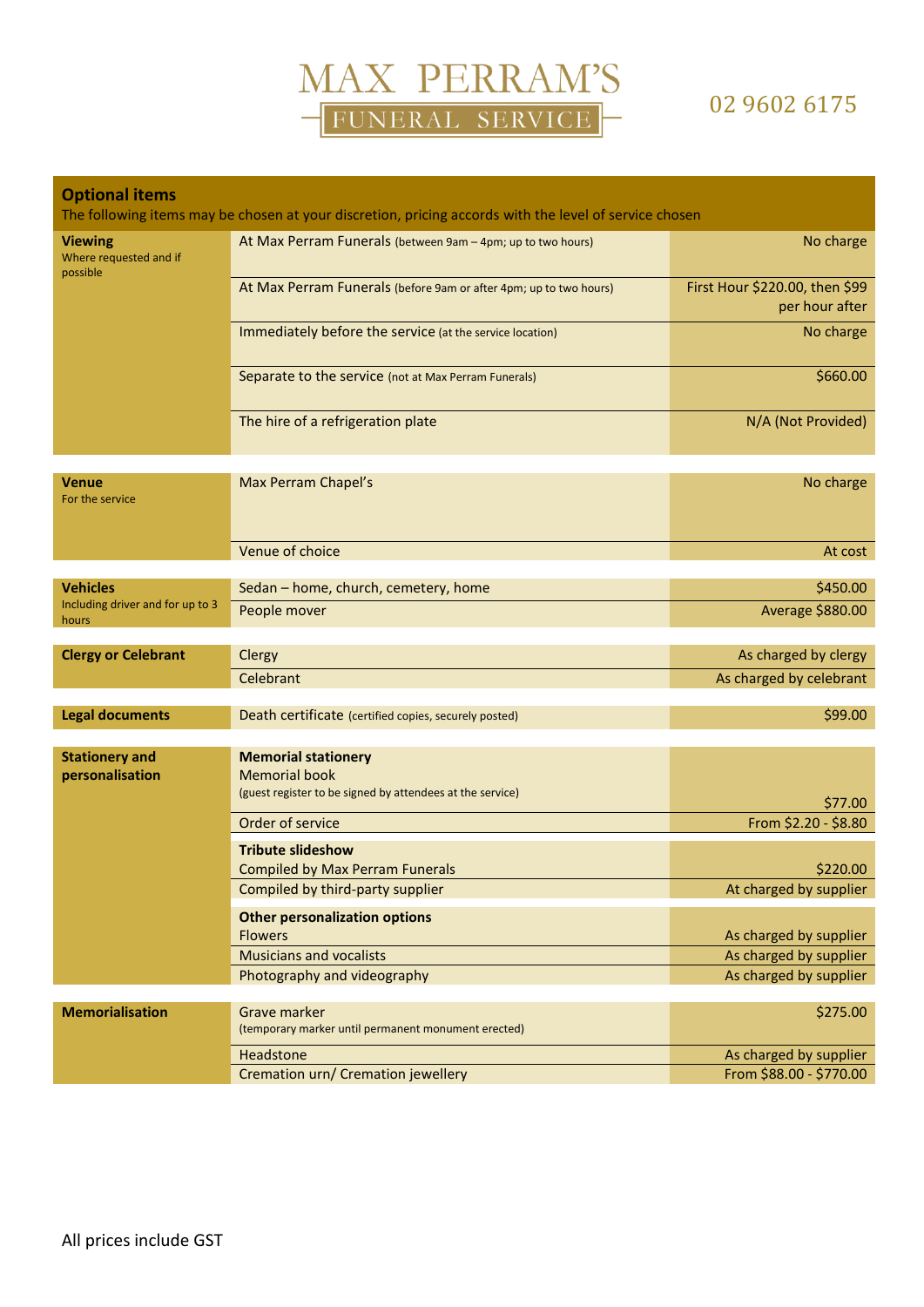# MAX PERRAM'S FUNERAL SERVICE

02 9602 6175

## Optional items

The following items may be chosen at your discretion, pricing accords with the level of service chosen

| Category | Item | Price |
|---|---|---|
| **Viewing** Where requested and if possible | At Max Perram Funerals (between 9am – 4pm; up to two hours) | No charge |
| | At Max Perram Funerals (before 9am or after 4pm; up to two hours) | First Hour $220.00, then $99 per hour after |
| | Immediately before the service (at the service location) | No charge |
| | Separate to the service (not at Max Perram Funerals) | $660.00 |
| | The hire of a refrigeration plate | N/A (Not Provided) |
| **Venue** For the service | Max Perram Chapel's | No charge |
| | Venue of choice | At cost |
| **Vehicles** Including driver and for up to 3 hours | Sedan – home, church, cemetery, home | $450.00 |
| | People mover | Average $880.00 |
| **Clergy or Celebrant** | Clergy | As charged by clergy |
| | Celebrant | As charged by celebrant |
| **Legal documents** | Death certificate (certified copies, securely posted) | $99.00 |
| **Stationery and personalisation** | **Memorial stationery** Memorial book (guest register to be signed by attendees at the service) | $77.00 |
| | Order of service | From $2.20 - $8.80 |
| | **Tribute slideshow** Compiled by Max Perram Funerals | $220.00 |
| | Compiled by third-party supplier | At charged by supplier |
| | **Other personalization options** Flowers | As charged by supplier |
| | Musicians and vocalists | As charged by supplier |
| | Photography and videography | As charged by supplier |
| **Memorialisation** | Grave marker (temporary marker until permanent monument erected) | $275.00 |
| | Headstone | As charged by supplier |
| | Cremation urn/ Cremation jewellery | From $88.00 - $770.00 |

All prices include GST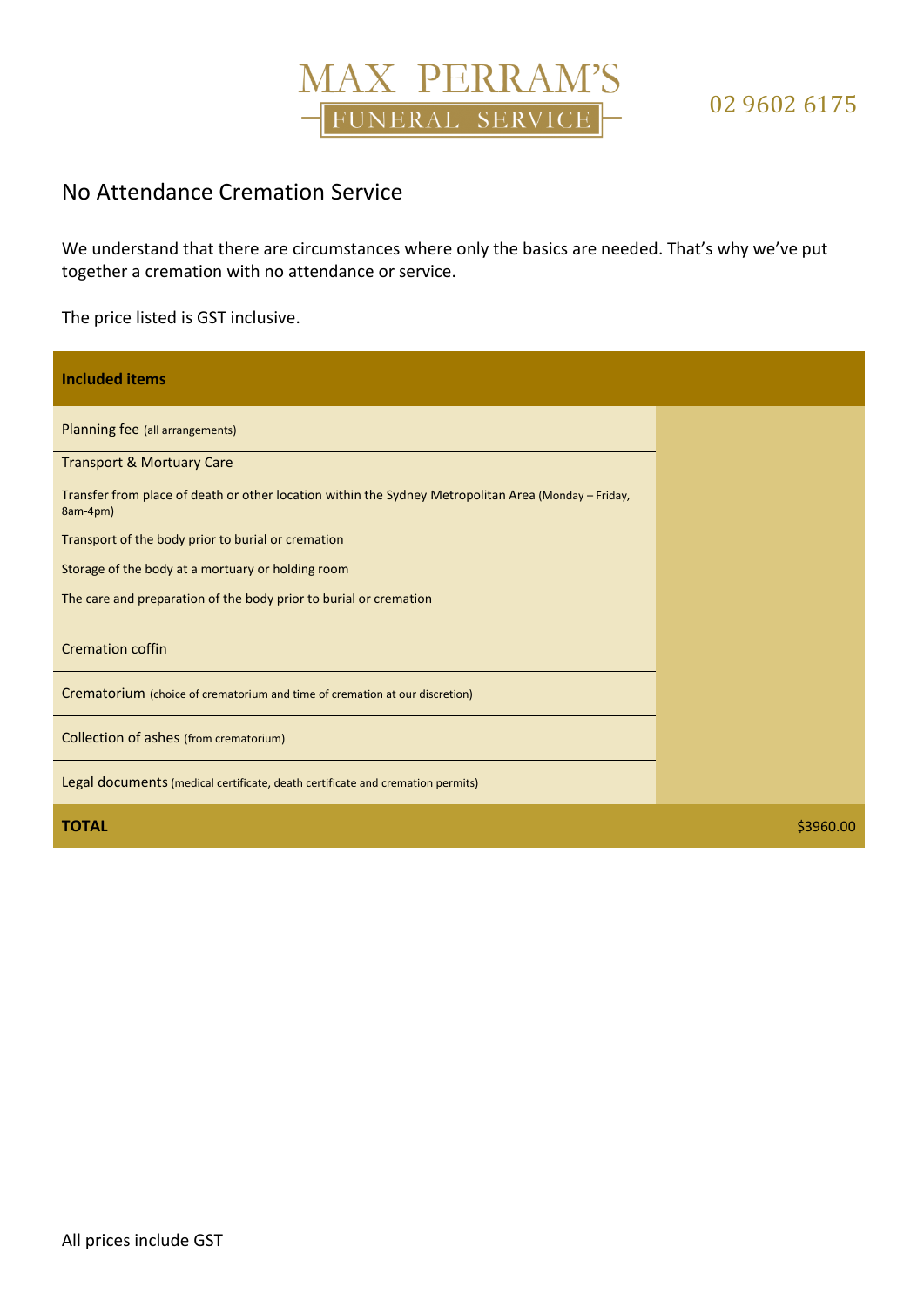MAX PERRAM'S FUNERAL SERVICE

02 9602 6175

# No Attendance Cremation Service

We understand that there are circumstances where only the basics are needed. That's why we've put together a cremation with no attendance or service.

The price listed is GST inclusive.

| Included items | |
|---|---|
| Planning fee (all arrangements) | |
| Transport & Mortuary Care<br>Transfer from place of death or other location within the Sydney Metropolitan Area (Monday – Friday, 8am-4pm)<br>Transport of the body prior to burial or cremation<br>Storage of the body at a mortuary or holding room<br>The care and preparation of the body prior to burial or cremation | |
| Cremation coffin | |
| Crematorium (choice of crematorium and time of cremation at our discretion) | |
| Collection of ashes (from crematorium) | |
| Legal documents (medical certificate, death certificate and cremation permits) | |
| **TOTAL** | $3960.00 |

All prices include GST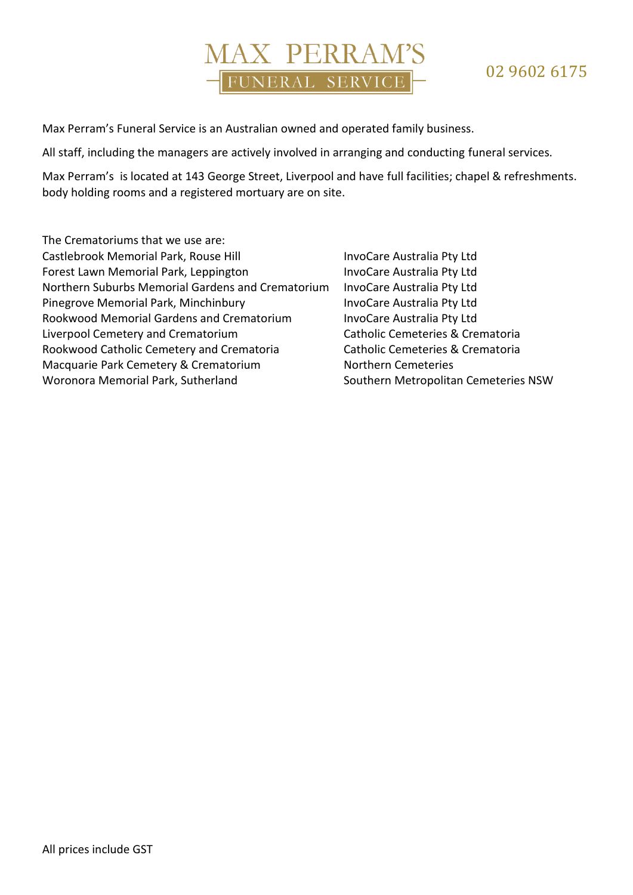# MAX PERRAM'S FUNERAL SERVICE

02 9602 6175

Max Perram's Funeral Service is an Australian owned and operated family business.

All staff, including the managers are actively involved in arranging and conducting funeral services.

Max Perram's is located at 143 George Street, Liverpool and have full facilities; chapel & refreshments. body holding rooms and a registered mortuary are on site.

The Crematoriums that we use are:

| | |
|---|---|
| Castlebrook Memorial Park, Rouse Hill | InvoCare Australia Pty Ltd |
| Forest Lawn Memorial Park, Leppington | InvoCare Australia Pty Ltd |
| Northern Suburbs Memorial Gardens and Crematorium | InvoCare Australia Pty Ltd |
| Pinegrove Memorial Park, Minchinbury | InvoCare Australia Pty Ltd |
| Rookwood Memorial Gardens and Crematorium | InvoCare Australia Pty Ltd |
| Liverpool Cemetery and Crematorium | Catholic Cemeteries & Crematoria |
| Rookwood Catholic Cemetery and Crematoria | Catholic Cemeteries & Crematoria |
| Macquarie Park Cemetery & Crematorium | Northern Cemeteries |
| Woronora Memorial Park, Sutherland | Southern Metropolitan Cemeteries NSW |

All prices include GST